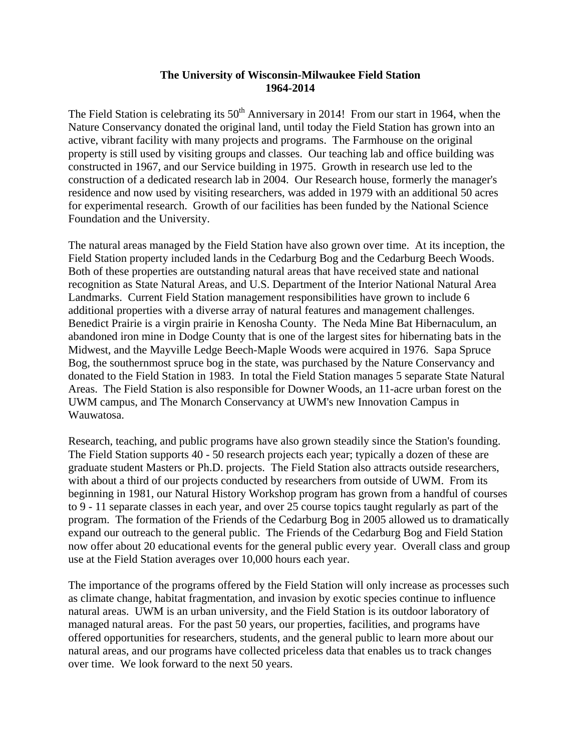# The University of Wisconsin-Milwaukee Field Station
## 1964-2014

The Field Station is celebrating its 50th Anniversary in 2014! From our start in 1964, when the Nature Conservancy donated the original land, until today the Field Station has grown into an active, vibrant facility with many projects and programs. The Farmhouse on the original property is still used by visiting groups and classes. Our teaching lab and office building was constructed in 1967, and our Service building in 1975. Growth in research use led to the construction of a dedicated research lab in 2004. Our Research house, formerly the manager's residence and now used by visiting researchers, was added in 1979 with an additional 50 acres for experimental research. Growth of our facilities has been funded by the National Science Foundation and the University.

The natural areas managed by the Field Station have also grown over time. At its inception, the Field Station property included lands in the Cedarburg Bog and the Cedarburg Beech Woods. Both of these properties are outstanding natural areas that have received state and national recognition as State Natural Areas, and U.S. Department of the Interior National Natural Area Landmarks. Current Field Station management responsibilities have grown to include 6 additional properties with a diverse array of natural features and management challenges. Benedict Prairie is a virgin prairie in Kenosha County. The Neda Mine Bat Hibernaculum, an abandoned iron mine in Dodge County that is one of the largest sites for hibernating bats in the Midwest, and the Mayville Ledge Beech-Maple Woods were acquired in 1976. Sapa Spruce Bog, the southernmost spruce bog in the state, was purchased by the Nature Conservancy and donated to the Field Station in 1983. In total the Field Station manages 5 separate State Natural Areas. The Field Station is also responsible for Downer Woods, an 11-acre urban forest on the UWM campus, and The Monarch Conservancy at UWM's new Innovation Campus in Wauwatosa.

Research, teaching, and public programs have also grown steadily since the Station's founding. The Field Station supports 40 - 50 research projects each year; typically a dozen of these are graduate student Masters or Ph.D. projects. The Field Station also attracts outside researchers, with about a third of our projects conducted by researchers from outside of UWM. From its beginning in 1981, our Natural History Workshop program has grown from a handful of courses to 9 - 11 separate classes in each year, and over 25 course topics taught regularly as part of the program. The formation of the Friends of the Cedarburg Bog in 2005 allowed us to dramatically expand our outreach to the general public. The Friends of the Cedarburg Bog and Field Station now offer about 20 educational events for the general public every year. Overall class and group use at the Field Station averages over 10,000 hours each year.

The importance of the programs offered by the Field Station will only increase as processes such as climate change, habitat fragmentation, and invasion by exotic species continue to influence natural areas. UWM is an urban university, and the Field Station is its outdoor laboratory of managed natural areas. For the past 50 years, our properties, facilities, and programs have offered opportunities for researchers, students, and the general public to learn more about our natural areas, and our programs have collected priceless data that enables us to track changes over time. We look forward to the next 50 years.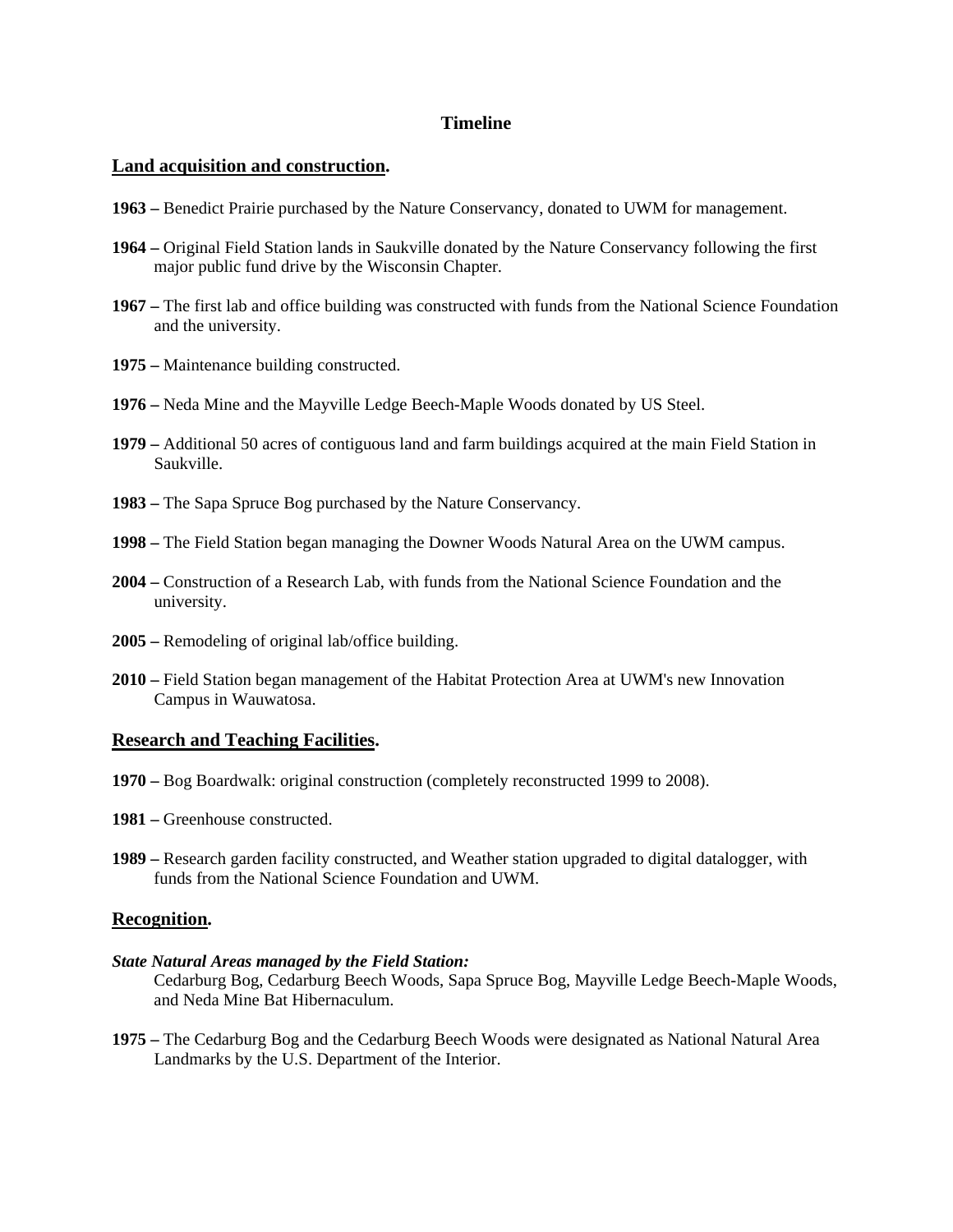# Timeline

## Land acquisition and construction.

**1963 –** Benedict Prairie purchased by the Nature Conservancy, donated to UWM for management.

**1964 –** Original Field Station lands in Saukville donated by the Nature Conservancy following the first major public fund drive by the Wisconsin Chapter.

**1967 –** The first lab and office building was constructed with funds from the National Science Foundation and the university.

**1975 –** Maintenance building constructed.

**1976 –** Neda Mine and the Mayville Ledge Beech-Maple Woods donated by US Steel.

**1979 –** Additional 50 acres of contiguous land and farm buildings acquired at the main Field Station in Saukville.

**1983 –** The Sapa Spruce Bog purchased by the Nature Conservancy.

**1998 –** The Field Station began managing the Downer Woods Natural Area on the UWM campus.

**2004 –** Construction of a Research Lab, with funds from the National Science Foundation and the university.

**2005 –** Remodeling of original lab/office building.

**2010 –** Field Station began management of the Habitat Protection Area at UWM's new Innovation Campus in Wauwatosa.

## Research and Teaching Facilities.

**1970 –** Bog Boardwalk: original construction (completely reconstructed 1999 to 2008).

**1981 –** Greenhouse constructed.

**1989 –** Research garden facility constructed, and Weather station upgraded to digital datalogger, with funds from the National Science Foundation and UWM.

## Recognition.

***State Natural Areas managed by the Field Station:***
Cedarburg Bog, Cedarburg Beech Woods, Sapa Spruce Bog, Mayville Ledge Beech-Maple Woods, and Neda Mine Bat Hibernaculum.

**1975 –** The Cedarburg Bog and the Cedarburg Beech Woods were designated as National Natural Area Landmarks by the U.S. Department of the Interior.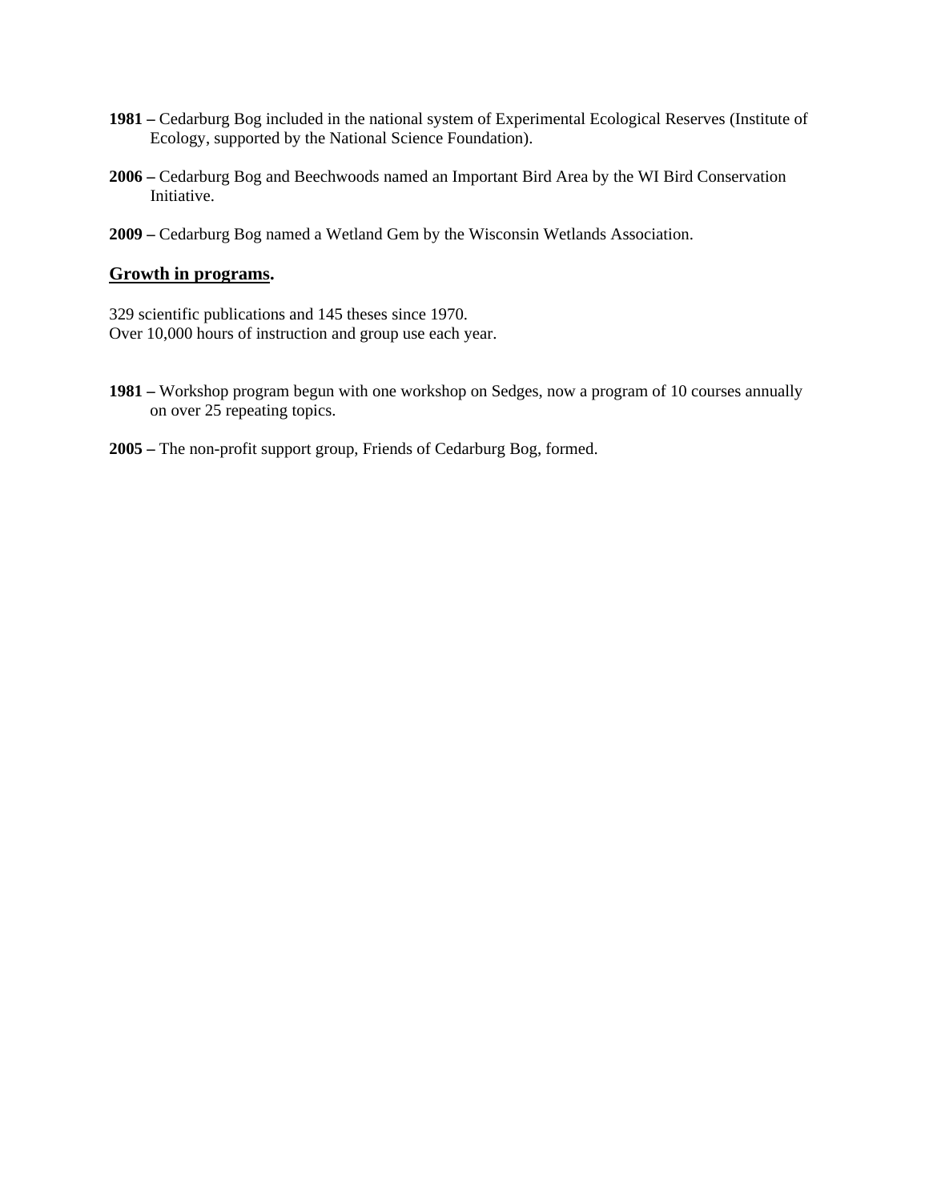**1981 –** Cedarburg Bog included in the national system of Experimental Ecological Reserves (Institute of Ecology, supported by the National Science Foundation).

**2006 –** Cedarburg Bog and Beechwoods named an Important Bird Area by the WI Bird Conservation Initiative.

**2009 –** Cedarburg Bog named a Wetland Gem by the Wisconsin Wetlands Association.

## **Growth in programs**.

329 scientific publications and 145 theses since 1970.
Over 10,000 hours of instruction and group use each year.

**1981 –** Workshop program begun with one workshop on Sedges, now a program of 10 courses annually on over 25 repeating topics.

**2005 –** The non-profit support group, Friends of Cedarburg Bog, formed.